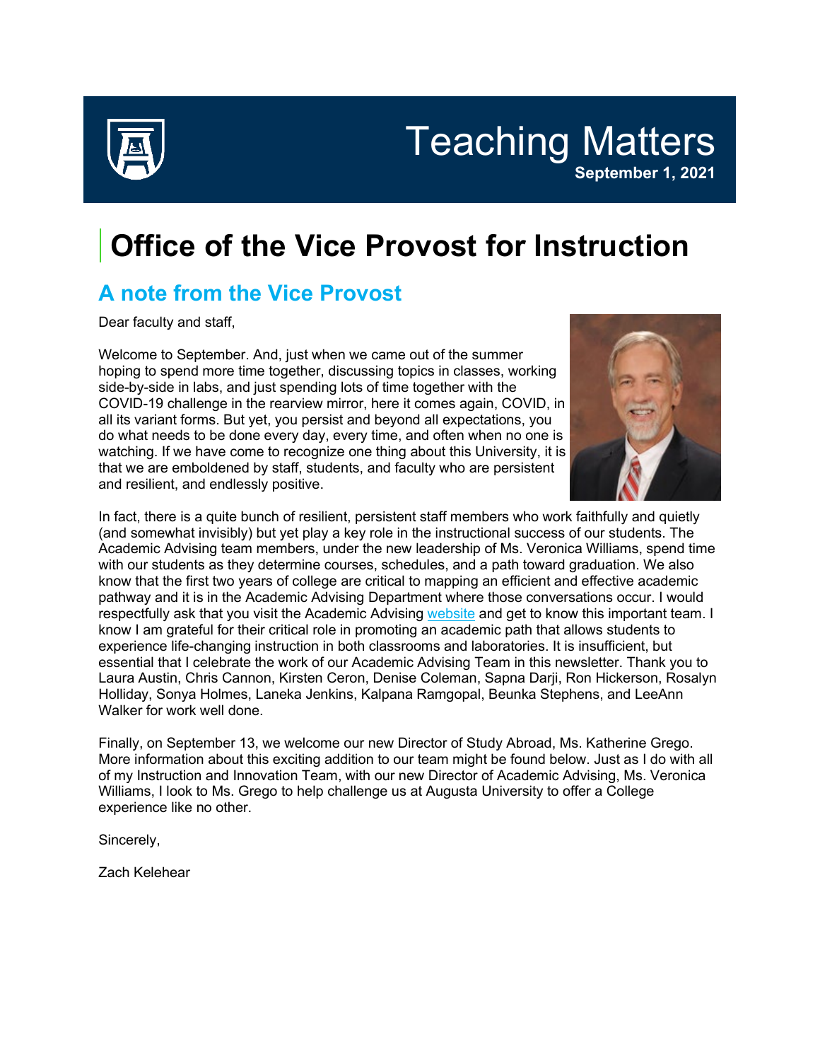# Teaching Matters

**September 1, 2021**

# Office of the Vice Provost for Instruction

## A note from the Vice Provost

Dear faculty and staff,

Welcome to September. And, just when we came out of the summer hoping to spend more time together, discussing topics in classes, working side-by-side in labs, and just spending lots of time together with the COVID-19 challenge in the rearview mirror, here it comes again, COVID, in all its variant forms. But yet, you persist and beyond all expectations, you do what needs to be done every day, every time, and often when no one is watching. If we have come to recognize one thing about this University, it is that we are emboldened by staff, students, and faculty who are persistent and resilient, and endlessly positive.

In fact, there is a quite bunch of resilient, persistent staff members who work faithfully and quietly (and somewhat invisibly) but yet play a key role in the instructional success of our students. The Academic Advising team members, under the new leadership of Ms. Veronica Williams, spend time with our students as they determine courses, schedules, and a path toward graduation. We also know that the first two years of college are critical to mapping an efficient and effective academic pathway and it is in the Academic Advising Department where those conversations occur. I would respectfully ask that you visit the Academic Advising website and get to know this important team. I know I am grateful for their critical role in promoting an academic path that allows students to experience life-changing instruction in both classrooms and laboratories. It is insufficient, but essential that I celebrate the work of our Academic Advising Team in this newsletter. Thank you to Laura Austin, Chris Cannon, Kirsten Ceron, Denise Coleman, Sapna Darji, Ron Hickerson, Rosalyn Holliday, Sonya Holmes, Laneka Jenkins, Kalpana Ramgopal, Beunka Stephens, and LeeAnn Walker for work well done.

Finally, on September 13, we welcome our new Director of Study Abroad, Ms. Katherine Grego. More information about this exciting addition to our team might be found below. Just as I do with all of my Instruction and Innovation Team, with our new Director of Academic Advising, Ms. Veronica Williams, I look to Ms. Grego to help challenge us at Augusta University to offer a College experience like no other.

Sincerely,

Zach Kelehear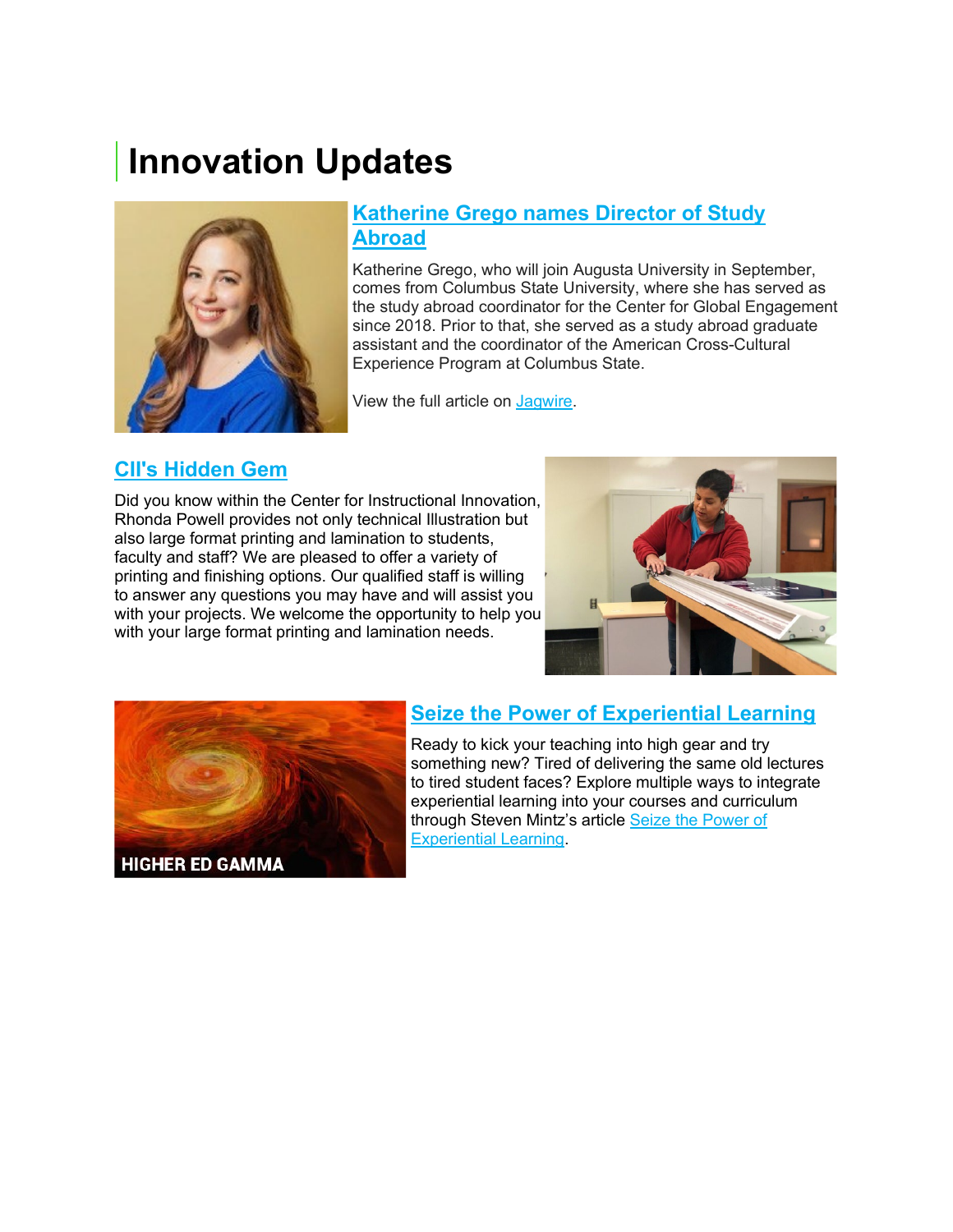# Innovation Updates

## Katherine Grego names Director of Study Abroad

Katherine Grego, who will join Augusta University in September, comes from Columbus State University, where she has served as the study abroad coordinator for the Center for Global Engagement since 2018. Prior to that, she served as a study abroad graduate assistant and the coordinator of the American Cross-Cultural Experience Program at Columbus State.

View the full article on Jagwire.

## CII's Hidden Gem

Did you know within the Center for Instructional Innovation, Rhonda Powell provides not only technical Illustration but also large format printing and lamination to students, faculty and staff? We are pleased to offer a variety of printing and finishing options. Our qualified staff is willing to answer any questions you may have and will assist you with your projects. We welcome the opportunity to help you with your large format printing and lamination needs.

## Seize the Power of Experiential Learning

Ready to kick your teaching into high gear and try something new? Tired of delivering the same old lectures to tired student faces? Explore multiple ways to integrate experiential learning into your courses and curriculum through Steven Mintz's article Seize the Power of Experiential Learning.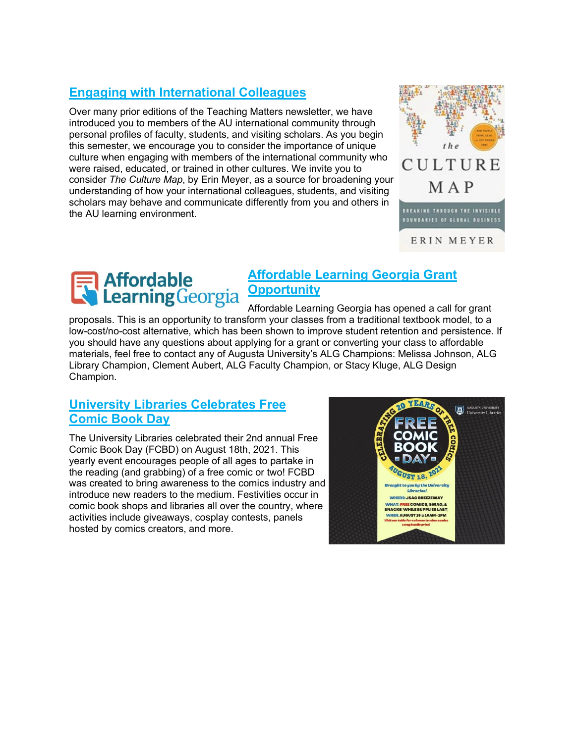## Engaging with International Colleagues

Over many prior editions of the Teaching Matters newsletter, we have introduced you to members of the AU international community through personal profiles of faculty, students, and visiting scholars. As you begin this semester, we encourage you to consider the importance of unique culture when engaging with members of the international community who were raised, educated, or trained in other cultures. We invite you to consider *The Culture Map*, by Erin Meyer, as a source for broadening your understanding of how your international colleagues, students, and visiting scholars may behave and communicate differently from you and others in the AU learning environment.

## Affordable Learning Georgia Grant Opportunity

Affordable Learning Georgia has opened a call for grant proposals. This is an opportunity to transform your classes from a traditional textbook model, to a low-cost/no-cost alternative, which has been shown to improve student retention and persistence. If you should have any questions about applying for a grant or converting your class to affordable materials, feel free to contact any of Augusta University's ALG Champions: Melissa Johnson, ALG Library Champion, Clement Aubert, ALG Faculty Champion, or Stacy Kluge, ALG Design Champion.

## University Libraries Celebrates Free Comic Book Day

The University Libraries celebrated their 2nd annual Free Comic Book Day (FCBD) on August 18th, 2021. This yearly event encourages people of all ages to partake in the reading (and grabbing) of a free comic or two! FCBD was created to bring awareness to the comics industry and introduce new readers to the medium. Festivities occur in comic book shops and libraries all over the country, where activities include giveaways, cosplay contests, panels hosted by comics creators, and more.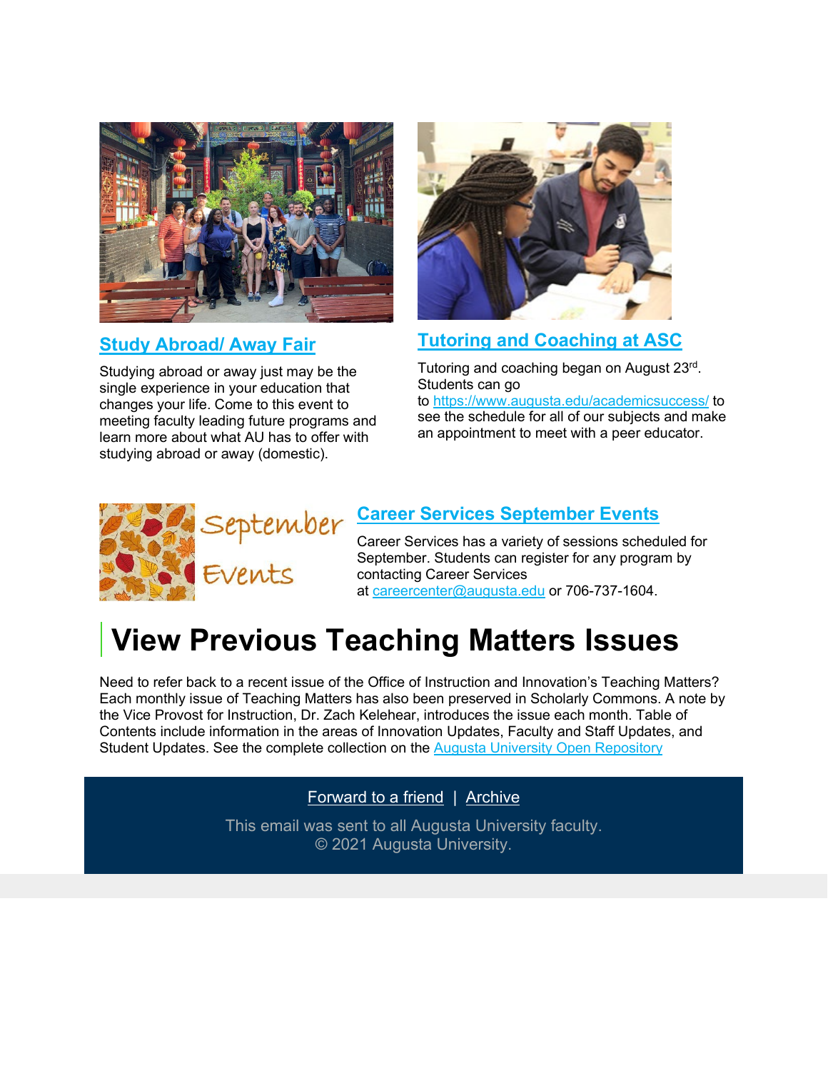### Study Abroad/ Away Fair

Studying abroad or away just may be the single experience in your education that changes your life. Come to this event to meeting faculty leading future programs and learn more about what AU has to offer with studying abroad or away (domestic).

### Tutoring and Coaching at ASC

Tutoring and coaching began on August 23rd. Students can go to https://www.augusta.edu/academicsuccess/ to see the schedule for all of our subjects and make an appointment to meet with a peer educator.

### Career Services September Events

Career Services has a variety of sessions scheduled for September. Students can register for any program by contacting Career Services at careercenter@augusta.edu or 706-737-1604.

# View Previous Teaching Matters Issues

Need to refer back to a recent issue of the Office of Instruction and Innovation's Teaching Matters? Each monthly issue of Teaching Matters has also been preserved in Scholarly Commons. A note by the Vice Provost for Instruction, Dr. Zach Kelehear, introduces the issue each month. Table of Contents include information in the areas of Innovation Updates, Faculty and Staff Updates, and Student Updates. See the complete collection on the Augusta University Open Repository

Forward to a friend | Archive

This email was sent to all Augusta University faculty.
© 2021 Augusta University.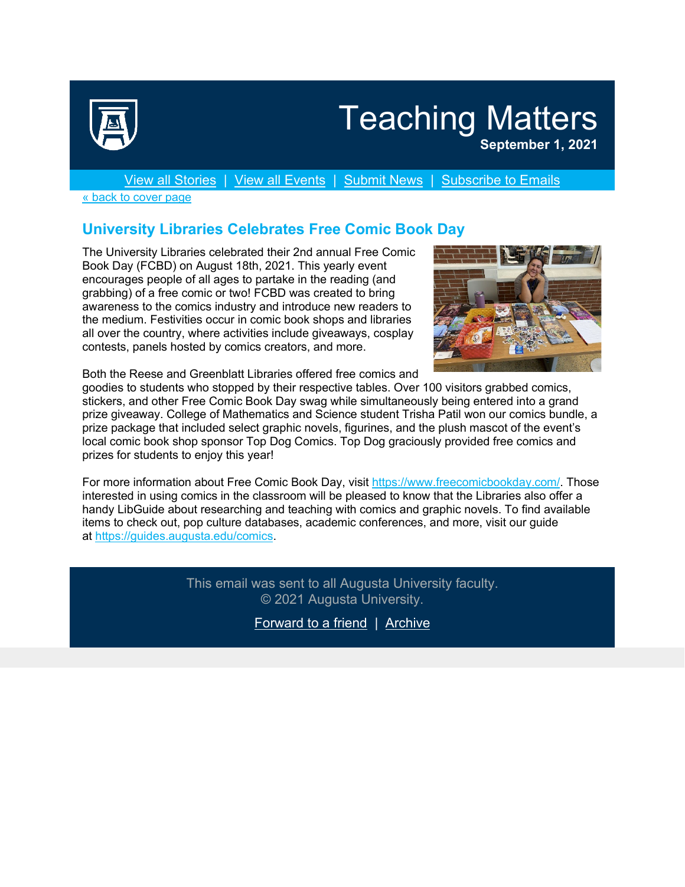# Teaching Matters

**September 1, 2021**

View all Stories | View all Events | Submit News | Subscribe to Emails

« back to cover page

## University Libraries Celebrates Free Comic Book Day

The University Libraries celebrated their 2nd annual Free Comic Book Day (FCBD) on August 18th, 2021. This yearly event encourages people of all ages to partake in the reading (and grabbing) of a free comic or two! FCBD was created to bring awareness to the comics industry and introduce new readers to the medium. Festivities occur in comic book shops and libraries all over the country, where activities include giveaways, cosplay contests, panels hosted by comics creators, and more.

Both the Reese and Greenblatt Libraries offered free comics and goodies to students who stopped by their respective tables. Over 100 visitors grabbed comics, stickers, and other Free Comic Book Day swag while simultaneously being entered into a grand prize giveaway. College of Mathematics and Science student Trisha Patil won our comics bundle, a prize package that included select graphic novels, figurines, and the plush mascot of the event's local comic book shop sponsor Top Dog Comics. Top Dog graciously provided free comics and prizes for students to enjoy this year!

For more information about Free Comic Book Day, visit https://www.freecomicbookday.com/. Those interested in using comics in the classroom will be pleased to know that the Libraries also offer a handy LibGuide about researching and teaching with comics and graphic novels. To find available items to check out, pop culture databases, academic conferences, and more, visit our guide at https://guides.augusta.edu/comics.

This email was sent to all Augusta University faculty.
© 2021 Augusta University.

Forward to a friend | Archive